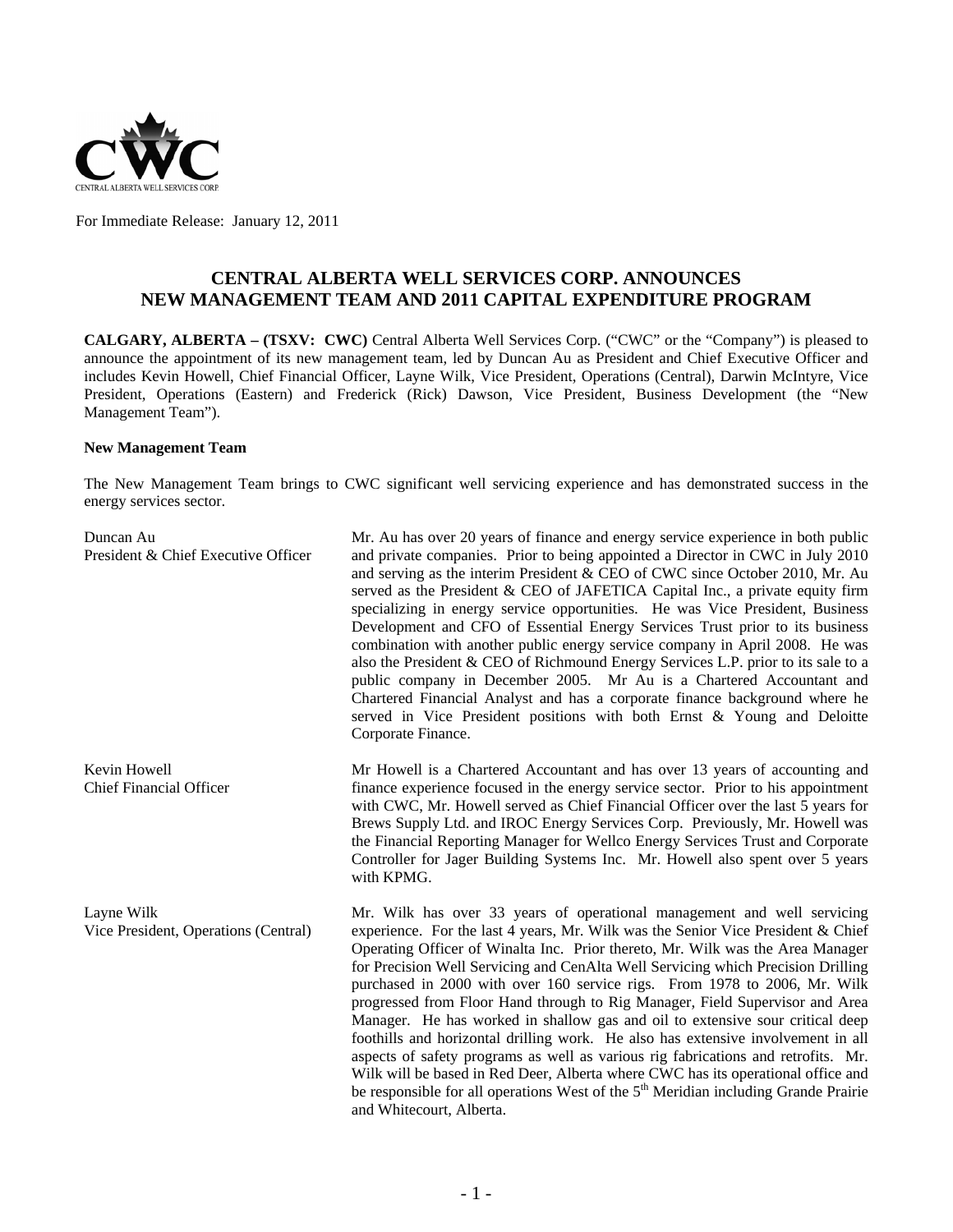For Immediate Release: January 12, 2011

# CENTRAL ALBERTA WELL SERVICES CORP. ANNOUNCES NEW MANAGEMENT TEAM AND 2011 CAPITAL EXPENDITURE PROGRAM

**CALGARY, ALBERTA – (TSXV: CWC)** Central Alberta Well Services Corp. ("CWC" or the "Company") is pleased to announce the appointment of its new management team, led by Duncan Au as President and Chief Executive Officer and includes Kevin Howell, Chief Financial Officer, Layne Wilk, Vice President, Operations (Central), Darwin McIntyre, Vice President, Operations (Eastern) and Frederick (Rick) Dawson, Vice President, Business Development (the "New Management Team").

**New Management Team**

The New Management Team brings to CWC significant well servicing experience and has demonstrated success in the energy services sector.

Duncan Au
President & Chief Executive Officer

Mr. Au has over 20 years of finance and energy service experience in both public and private companies. Prior to being appointed a Director in CWC in July 2010 and serving as the interim President & CEO of CWC since October 2010, Mr. Au served as the President & CEO of JAFETICA Capital Inc., a private equity firm specializing in energy service opportunities. He was Vice President, Business Development and CFO of Essential Energy Services Trust prior to its business combination with another public energy service company in April 2008. He was also the President & CEO of Richmound Energy Services L.P. prior to its sale to a public company in December 2005. Mr Au is a Chartered Accountant and Chartered Financial Analyst and has a corporate finance background where he served in Vice President positions with both Ernst & Young and Deloitte Corporate Finance.

Kevin Howell
Chief Financial Officer

Mr Howell is a Chartered Accountant and has over 13 years of accounting and finance experience focused in the energy service sector. Prior to his appointment with CWC, Mr. Howell served as Chief Financial Officer over the last 5 years for Brews Supply Ltd. and IROC Energy Services Corp. Previously, Mr. Howell was the Financial Reporting Manager for Wellco Energy Services Trust and Corporate Controller for Jager Building Systems Inc. Mr. Howell also spent over 5 years with KPMG.

Layne Wilk
Vice President, Operations (Central)

Mr. Wilk has over 33 years of operational management and well servicing experience. For the last 4 years, Mr. Wilk was the Senior Vice President & Chief Operating Officer of Winalta Inc. Prior thereto, Mr. Wilk was the Area Manager for Precision Well Servicing and CenAlta Well Servicing which Precision Drilling purchased in 2000 with over 160 service rigs. From 1978 to 2006, Mr. Wilk progressed from Floor Hand through to Rig Manager, Field Supervisor and Area Manager. He has worked in shallow gas and oil to extensive sour critical deep foothills and horizontal drilling work. He also has extensive involvement in all aspects of safety programs as well as various rig fabrications and retrofits. Mr. Wilk will be based in Red Deer, Alberta where CWC has its operational office and be responsible for all operations West of the 5th Meridian including Grande Prairie and Whitecourt, Alberta.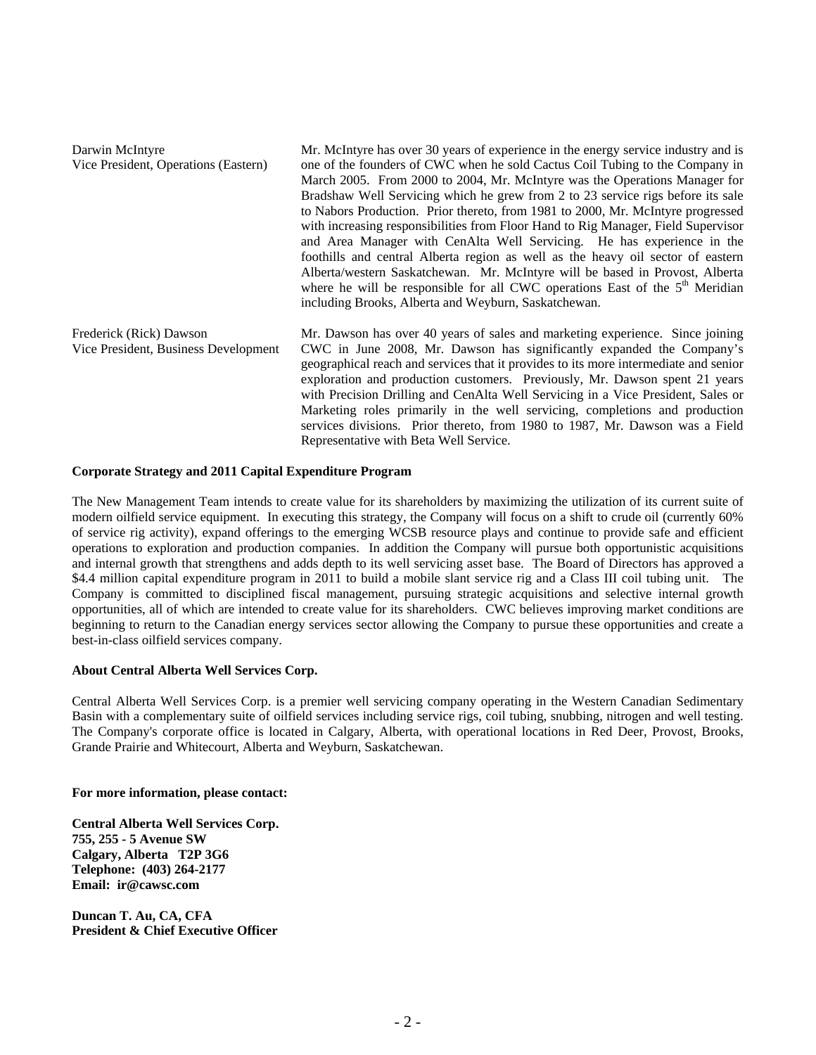| | |
|---|---|
| Darwin McIntyre<br>Vice President, Operations (Eastern) | Mr. McIntyre has over 30 years of experience in the energy service industry and is one of the founders of CWC when he sold Cactus Coil Tubing to the Company in March 2005. From 2000 to 2004, Mr. McIntyre was the Operations Manager for Bradshaw Well Servicing which he grew from 2 to 23 service rigs before its sale to Nabors Production. Prior thereto, from 1981 to 2000, Mr. McIntyre progressed with increasing responsibilities from Floor Hand to Rig Manager, Field Supervisor and Area Manager with CenAlta Well Servicing. He has experience in the foothills and central Alberta region as well as the heavy oil sector of eastern Alberta/western Saskatchewan. Mr. McIntyre will be based in Provost, Alberta where he will be responsible for all CWC operations East of the 5th Meridian including Brooks, Alberta and Weyburn, Saskatchewan. |
| Frederick (Rick) Dawson<br>Vice President, Business Development | Mr. Dawson has over 40 years of sales and marketing experience. Since joining CWC in June 2008, Mr. Dawson has significantly expanded the Company's geographical reach and services that it provides to its more intermediate and senior exploration and production customers. Previously, Mr. Dawson spent 21 years with Precision Drilling and CenAlta Well Servicing in a Vice President, Sales or Marketing roles primarily in the well servicing, completions and production services divisions. Prior thereto, from 1980 to 1987, Mr. Dawson was a Field Representative with Beta Well Service. |

**Corporate Strategy and 2011 Capital Expenditure Program**

The New Management Team intends to create value for its shareholders by maximizing the utilization of its current suite of modern oilfield service equipment. In executing this strategy, the Company will focus on a shift to crude oil (currently 60% of service rig activity), expand offerings to the emerging WCSB resource plays and continue to provide safe and efficient operations to exploration and production companies. In addition the Company will pursue both opportunistic acquisitions and internal growth that strengthens and adds depth to its well servicing asset base. The Board of Directors has approved a $4.4 million capital expenditure program in 2011 to build a mobile slant service rig and a Class III coil tubing unit. The Company is committed to disciplined fiscal management, pursuing strategic acquisitions and selective internal growth opportunities, all of which are intended to create value for its shareholders. CWC believes improving market conditions are beginning to return to the Canadian energy services sector allowing the Company to pursue these opportunities and create a best-in-class oilfield services company.

**About Central Alberta Well Services Corp.**

Central Alberta Well Services Corp. is a premier well servicing company operating in the Western Canadian Sedimentary Basin with a complementary suite of oilfield services including service rigs, coil tubing, snubbing, nitrogen and well testing. The Company's corporate office is located in Calgary, Alberta, with operational locations in Red Deer, Provost, Brooks, Grande Prairie and Whitecourt, Alberta and Weyburn, Saskatchewan.

**For more information, please contact:**

**Central Alberta Well Services Corp.**
**755, 255 - 5 Avenue SW**
**Calgary, Alberta T2P 3G6**
**Telephone: (403) 264-2177**
**Email: ir@cawsc.com**

**Duncan T. Au, CA, CFA**
**President & Chief Executive Officer**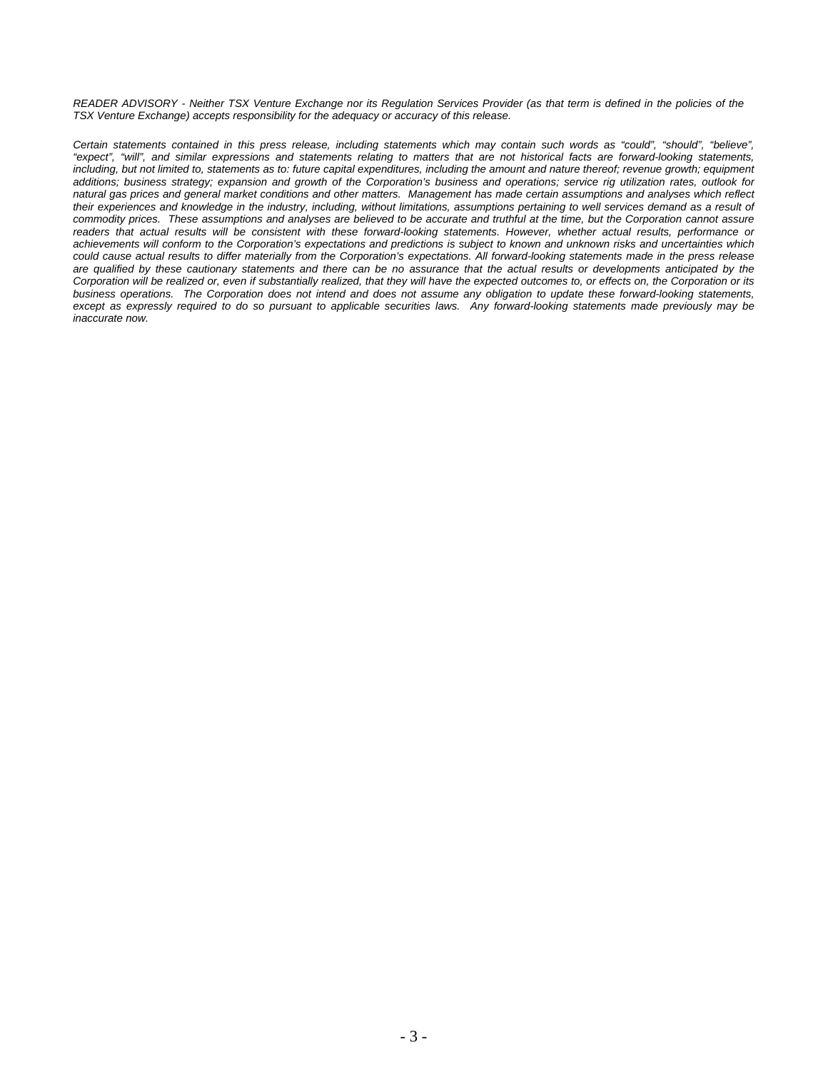*READER ADVISORY - Neither TSX Venture Exchange nor its Regulation Services Provider (as that term is defined in the policies of the TSX Venture Exchange) accepts responsibility for the adequacy or accuracy of this release.*

*Certain statements contained in this press release, including statements which may contain such words as "could", "should", "believe", "expect", "will", and similar expressions and statements relating to matters that are not historical facts are forward-looking statements, including, but not limited to, statements as to: future capital expenditures, including the amount and nature thereof; revenue growth; equipment additions; business strategy; expansion and growth of the Corporation's business and operations; service rig utilization rates, outlook for natural gas prices and general market conditions and other matters. Management has made certain assumptions and analyses which reflect their experiences and knowledge in the industry, including, without limitations, assumptions pertaining to well services demand as a result of commodity prices. These assumptions and analyses are believed to be accurate and truthful at the time, but the Corporation cannot assure readers that actual results will be consistent with these forward-looking statements. However, whether actual results, performance or achievements will conform to the Corporation's expectations and predictions is subject to known and unknown risks and uncertainties which could cause actual results to differ materially from the Corporation's expectations. All forward-looking statements made in the press release are qualified by these cautionary statements and there can be no assurance that the actual results or developments anticipated by the Corporation will be realized or, even if substantially realized, that they will have the expected outcomes to, or effects on, the Corporation or its business operations. The Corporation does not intend and does not assume any obligation to update these forward-looking statements, except as expressly required to do so pursuant to applicable securities laws. Any forward-looking statements made previously may be inaccurate now.*